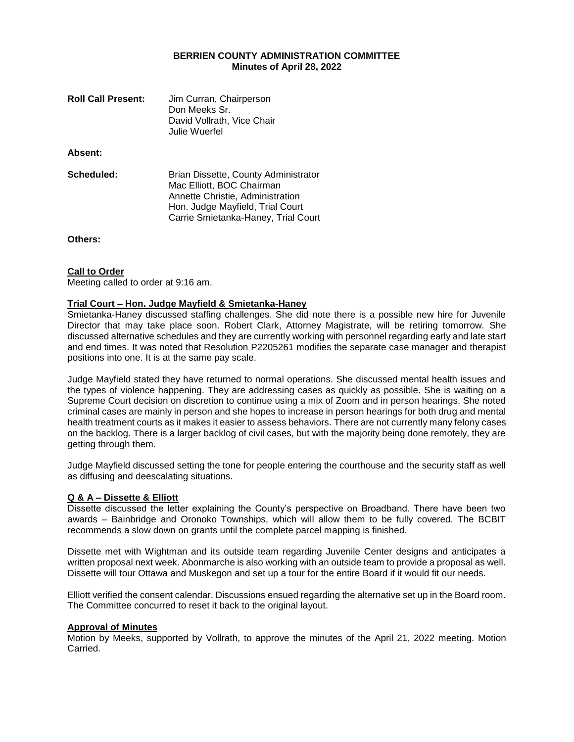**BERRIEN COUNTY ADMINISTRATION COMMITTEE**
**Minutes of April 28, 2022**

**Roll Call Present:** Jim Curran, Chairperson
Don Meeks Sr.
David Vollrath, Vice Chair
Julie Wuerfel

**Absent:**

**Scheduled:** Brian Dissette, County Administrator
Mac Elliott, BOC Chairman
Annette Christie, Administration
Hon. Judge Mayfield, Trial Court
Carrie Smietanka-Haney, Trial Court

**Others:**

**Call to Order**

Meeting called to order at 9:16 am.

**Trial Court – Hon. Judge Mayfield & Smietanka-Haney**

Smietanka-Haney discussed staffing challenges. She did note there is a possible new hire for Juvenile Director that may take place soon. Robert Clark, Attorney Magistrate, will be retiring tomorrow. She discussed alternative schedules and they are currently working with personnel regarding early and late start and end times. It was noted that Resolution P2205261 modifies the separate case manager and therapist positions into one. It is at the same pay scale.

Judge Mayfield stated they have returned to normal operations. She discussed mental health issues and the types of violence happening. They are addressing cases as quickly as possible. She is waiting on a Supreme Court decision on discretion to continue using a mix of Zoom and in person hearings. She noted criminal cases are mainly in person and she hopes to increase in person hearings for both drug and mental health treatment courts as it makes it easier to assess behaviors. There are not currently many felony cases on the backlog. There is a larger backlog of civil cases, but with the majority being done remotely, they are getting through them.

Judge Mayfield discussed setting the tone for people entering the courthouse and the security staff as well as diffusing and deescalating situations.

**Q & A – Dissette & Elliott**

Dissette discussed the letter explaining the County's perspective on Broadband. There have been two awards – Bainbridge and Oronoko Townships, which will allow them to be fully covered. The BCBIT recommends a slow down on grants until the complete parcel mapping is finished.

Dissette met with Wightman and its outside team regarding Juvenile Center designs and anticipates a written proposal next week. Abonmarche is also working with an outside team to provide a proposal as well. Dissette will tour Ottawa and Muskegon and set up a tour for the entire Board if it would fit our needs.

Elliott verified the consent calendar. Discussions ensued regarding the alternative set up in the Board room. The Committee concurred to reset it back to the original layout.

**Approval of Minutes**

Motion by Meeks, supported by Vollrath, to approve the minutes of the April 21, 2022 meeting. Motion Carried.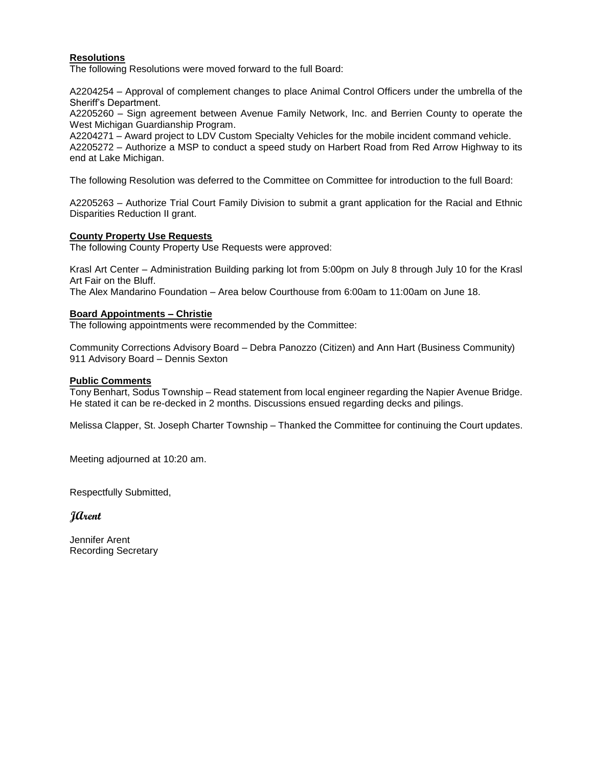**Resolutions**

The following Resolutions were moved forward to the full Board:

A2204254 – Approval of complement changes to place Animal Control Officers under the umbrella of the Sheriff's Department.
A2205260 – Sign agreement between Avenue Family Network, Inc. and Berrien County to operate the West Michigan Guardianship Program.
A2204271 – Award project to LDV Custom Specialty Vehicles for the mobile incident command vehicle.
A2205272 – Authorize a MSP to conduct a speed study on Harbert Road from Red Arrow Highway to its end at Lake Michigan.

The following Resolution was deferred to the Committee on Committee for introduction to the full Board:

A2205263 – Authorize Trial Court Family Division to submit a grant application for the Racial and Ethnic Disparities Reduction II grant.

**County Property Use Requests**

The following County Property Use Requests were approved:

Krasl Art Center – Administration Building parking lot from 5:00pm on July 8 through July 10 for the Krasl Art Fair on the Bluff.
The Alex Mandarino Foundation – Area below Courthouse from 6:00am to 11:00am on June 18.

**Board Appointments – Christie**

The following appointments were recommended by the Committee:

Community Corrections Advisory Board – Debra Panozzo (Citizen) and Ann Hart (Business Community)
911 Advisory Board – Dennis Sexton

**Public Comments**

Tony Benhart, Sodus Township – Read statement from local engineer regarding the Napier Avenue Bridge. He stated it can be re-decked in 2 months. Discussions ensued regarding decks and pilings.

Melissa Clapper, St. Joseph Charter Township – Thanked the Committee for continuing the Court updates.

Meeting adjourned at 10:20 am.

Respectfully Submitted,

*JArent*

Jennifer Arent
Recording Secretary